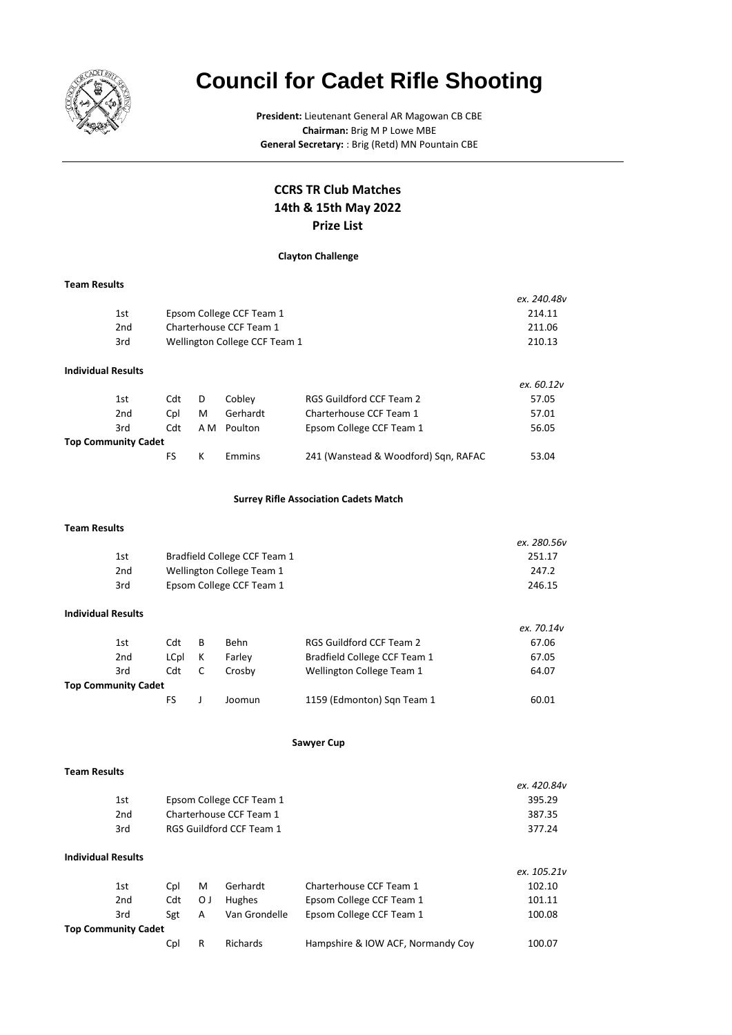# Council for Cadet Rifle Shooting

**President:** Lieutenant General AR Magowan CB CBE
**Chairman:** Brig M P Lowe MBE
**General Secretary:** : Brig (Retd) MN Pountain CBE

## CCRS TR Club Matches
## 14th & 15th May 2022
## Prize List

### Clayton Challenge

**Team Results**

| | | *ex. 240.48v* |
|---|---|---|
| 1st | Epsom College CCF Team 1 | 214.11 |
| 2nd | Charterhouse CCF Team 1 | 211.06 |
| 3rd | Wellington College CCF Team 1 | 210.13 |

**Individual Results**

| | | | | | *ex. 60.12v* |
|---|---|---|---|---|---|
| 1st | Cdt | D | Cobley | RGS Guildford CCF Team 2 | 57.05 |
| 2nd | Cpl | M | Gerhardt | Charterhouse CCF Team 1 | 57.01 |
| 3rd | Cdt | A M | Poulton | Epsom College CCF Team 1 | 56.05 |
| **Top Community Cadet** | | | | | |
| | FS | K | Emmins | 241 (Wanstead & Woodford) Sqn, RAFAC | 53.04 |

### Surrey Rifle Association Cadets Match

**Team Results**

| | | *ex. 280.56v* |
|---|---|---|
| 1st | Bradfield College CCF Team 1 | 251.17 |
| 2nd | Wellington College Team 1 | 247.2 |
| 3rd | Epsom College CCF Team 1 | 246.15 |

**Individual Results**

| | | | | | *ex. 70.14v* |
|---|---|---|---|---|---|
| 1st | Cdt | B | Behn | RGS Guildford CCF Team 2 | 67.06 |
| 2nd | LCpl | K | Farley | Bradfield College CCF Team 1 | 67.05 |
| 3rd | Cdt | C | Crosby | Wellington College Team 1 | 64.07 |
| **Top Community Cadet** | | | | | |
| | FS | J | Joomun | 1159 (Edmonton) Sqn Team 1 | 60.01 |

### Sawyer Cup

**Team Results**

| | | *ex. 420.84v* |
|---|---|---|
| 1st | Epsom College CCF Team 1 | 395.29 |
| 2nd | Charterhouse CCF Team 1 | 387.35 |
| 3rd | RGS Guildford CCF Team 1 | 377.24 |

**Individual Results**

| | | | | | *ex. 105.21v* |
|---|---|---|---|---|---|
| 1st | Cpl | M | Gerhardt | Charterhouse CCF Team 1 | 102.10 |
| 2nd | Cdt | O J | Hughes | Epsom College CCF Team 1 | 101.11 |
| 3rd | Sgt | A | Van Grondelle | Epsom College CCF Team 1 | 100.08 |
| **Top Community Cadet** | | | | | |
| | Cpl | R | Richards | Hampshire & IOW ACF, Normandy Coy | 100.07 |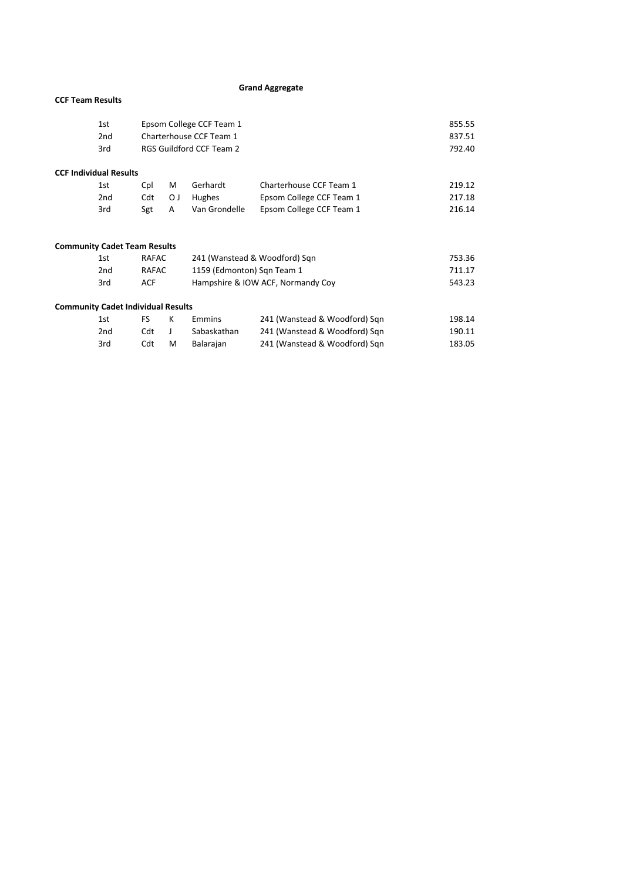# Grand Aggregate

## CCF Team Results

| | | |
|---|---|---|
| 1st | Epsom College CCF Team 1 | 855.55 |
| 2nd | Charterhouse CCF Team 1 | 837.51 |
| 3rd | RGS Guildford CCF Team 2 | 792.40 |

## CCF Individual Results

| | | | | | |
|---|---|---|---|---|---|
| 1st | Cpl | M | Gerhardt | Charterhouse CCF Team 1 | 219.12 |
| 2nd | Cdt | O J | Hughes | Epsom College CCF Team 1 | 217.18 |
| 3rd | Sgt | A | Van Grondelle | Epsom College CCF Team 1 | 216.14 |

## Community Cadet Team Results

| | | | |
|---|---|---|---|
| 1st | RAFAC | 241 (Wanstead & Woodford) Sqn | 753.36 |
| 2nd | RAFAC | 1159 (Edmonton) Sqn Team 1 | 711.17 |
| 3rd | ACF | Hampshire & IOW ACF, Normandy Coy | 543.23 |

## Community Cadet Individual Results

| | | | | | |
|---|---|---|---|---|---|
| 1st | FS | K | Emmins | 241 (Wanstead & Woodford) Sqn | 198.14 |
| 2nd | Cdt | J | Sabaskathan | 241 (Wanstead & Woodford) Sqn | 190.11 |
| 3rd | Cdt | M | Balarajan | 241 (Wanstead & Woodford) Sqn | 183.05 |